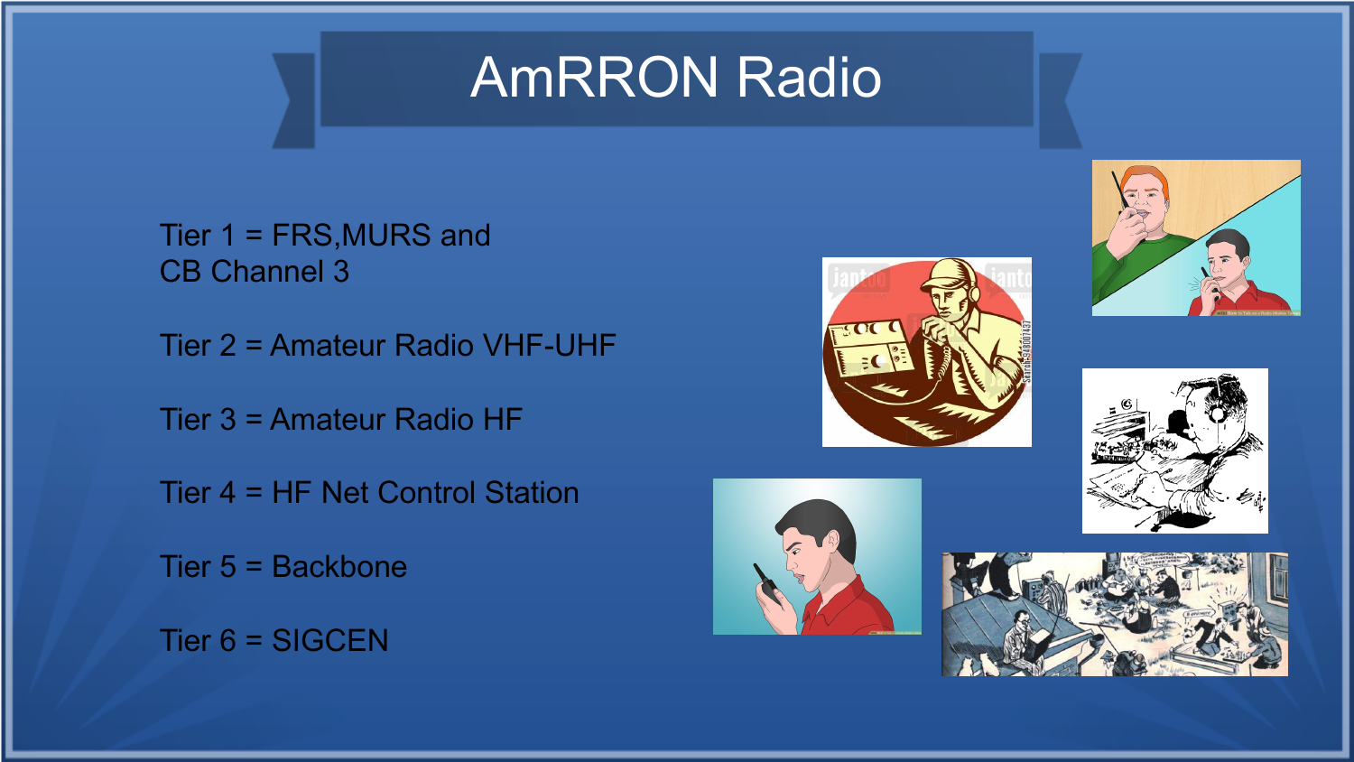# AmRRON Radio

Tier 1 = FRS,MURS and CB Channel 3

Tier 2 = Amateur Radio VHF-UHF

Tier 3 = Amateur Radio HF

Tier 4 = HF Net Control Station

Tier 5 = Backbone

Tier 6 = SIGCEN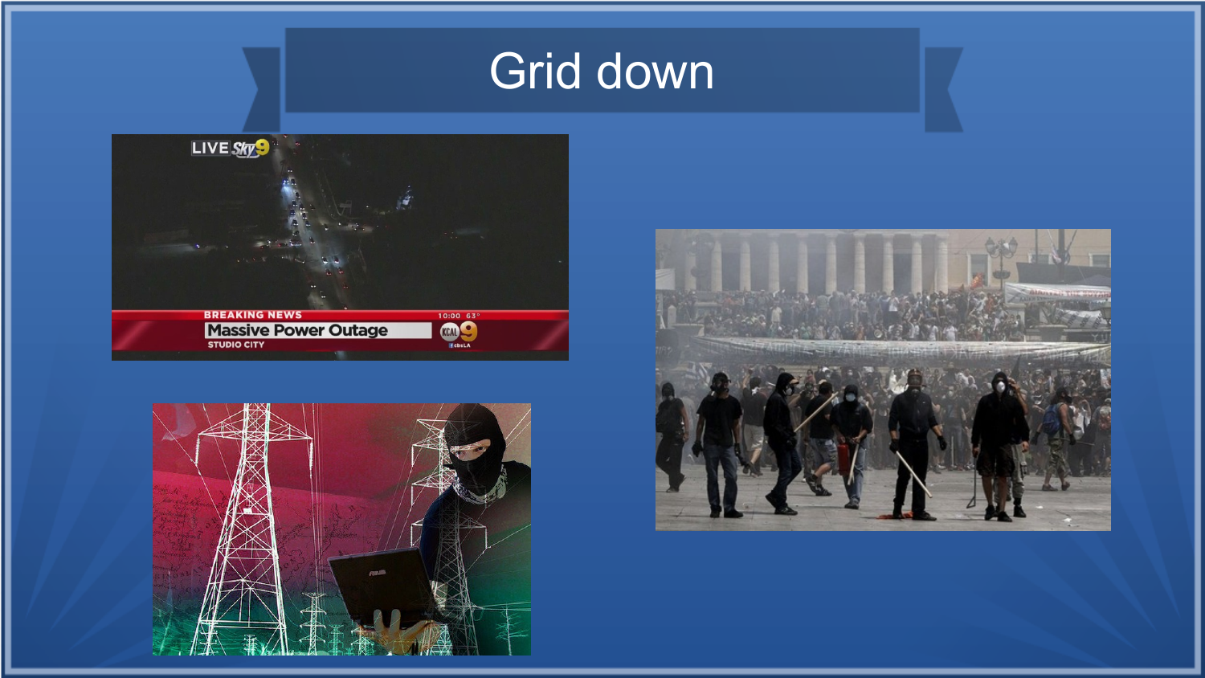# Grid down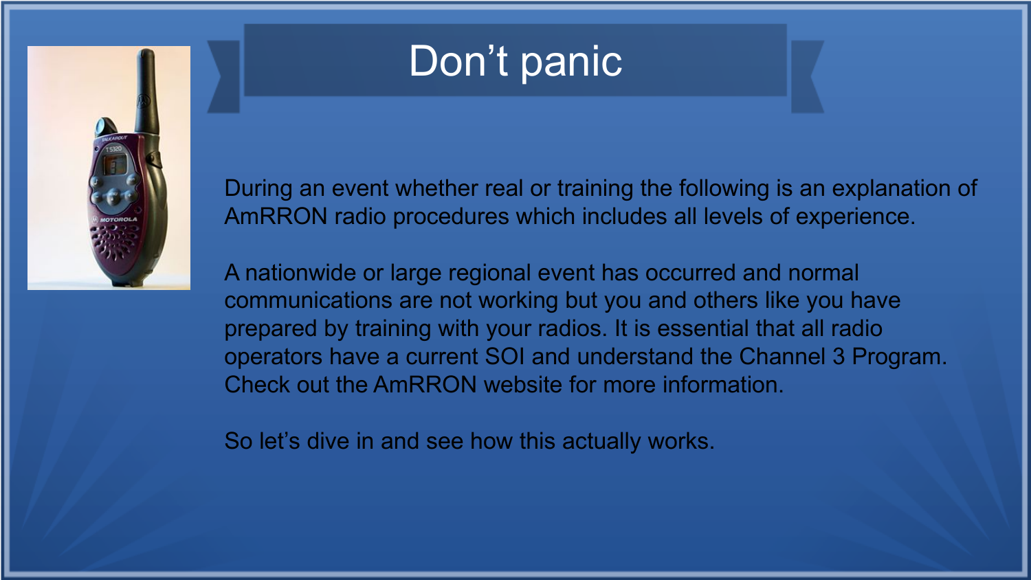# Don't panic

During an event whether real or training the following is an explanation of AmRRON radio procedures which includes all levels of experience.

A nationwide or large regional event has occurred and normal communications are not working but you and others like you have prepared by training with your radios. It is essential that all radio operators have a current SOI and understand the Channel 3 Program. Check out the AmRRON website for more information.

So let's dive in and see how this actually works.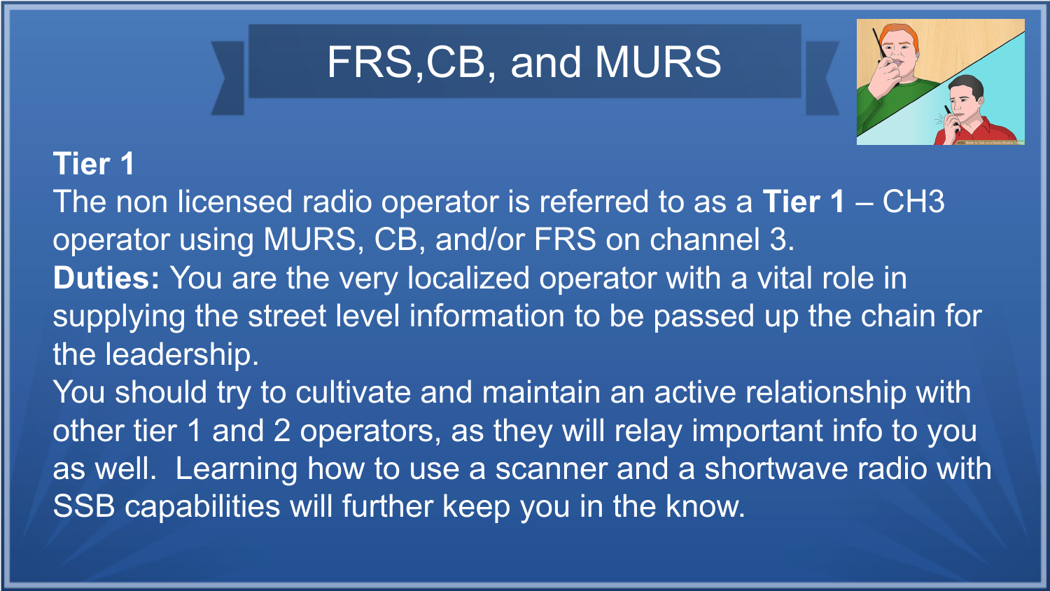# FRS,CB, and MURS

**Tier 1**

The non licensed radio operator is referred to as a **Tier 1** – CH3 operator using MURS, CB, and/or FRS on channel 3.

**Duties:** You are the very localized operator with a vital role in supplying the street level information to be passed up the chain for the leadership.

You should try to cultivate and maintain an active relationship with other tier 1 and 2 operators, as they will relay important info to you as well. Learning how to use a scanner and a shortwave radio with SSB capabilities will further keep you in the know.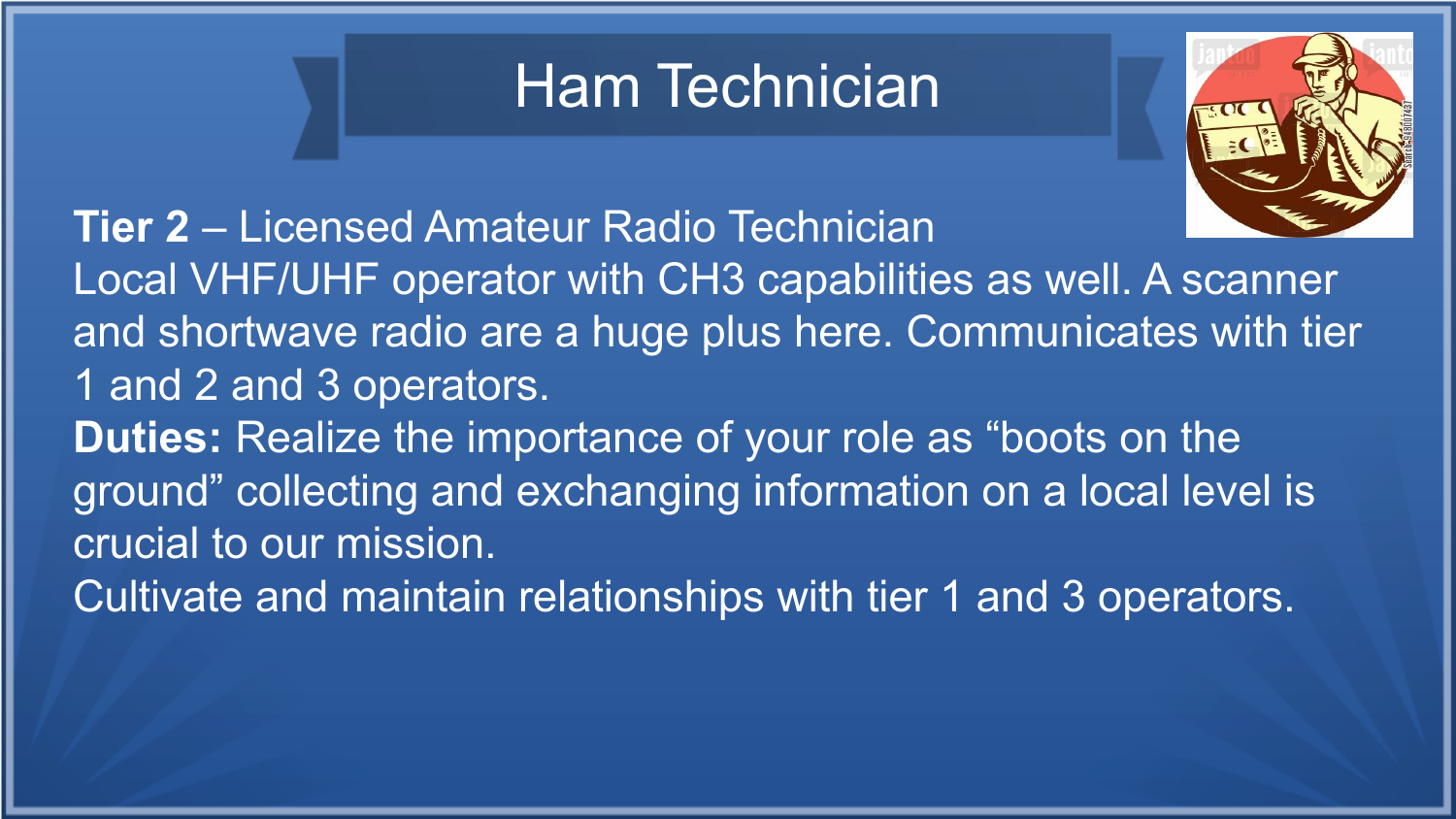# Ham Technician

**Tier 2** – Licensed Amateur Radio Technician
Local VHF/UHF operator with CH3 capabilities as well. A scanner and shortwave radio are a huge plus here. Communicates with tier 1 and 2 and 3 operators.
**Duties:** Realize the importance of your role as "boots on the ground" collecting and exchanging information on a local level is crucial to our mission.
Cultivate and maintain relationships with tier 1 and 3 operators.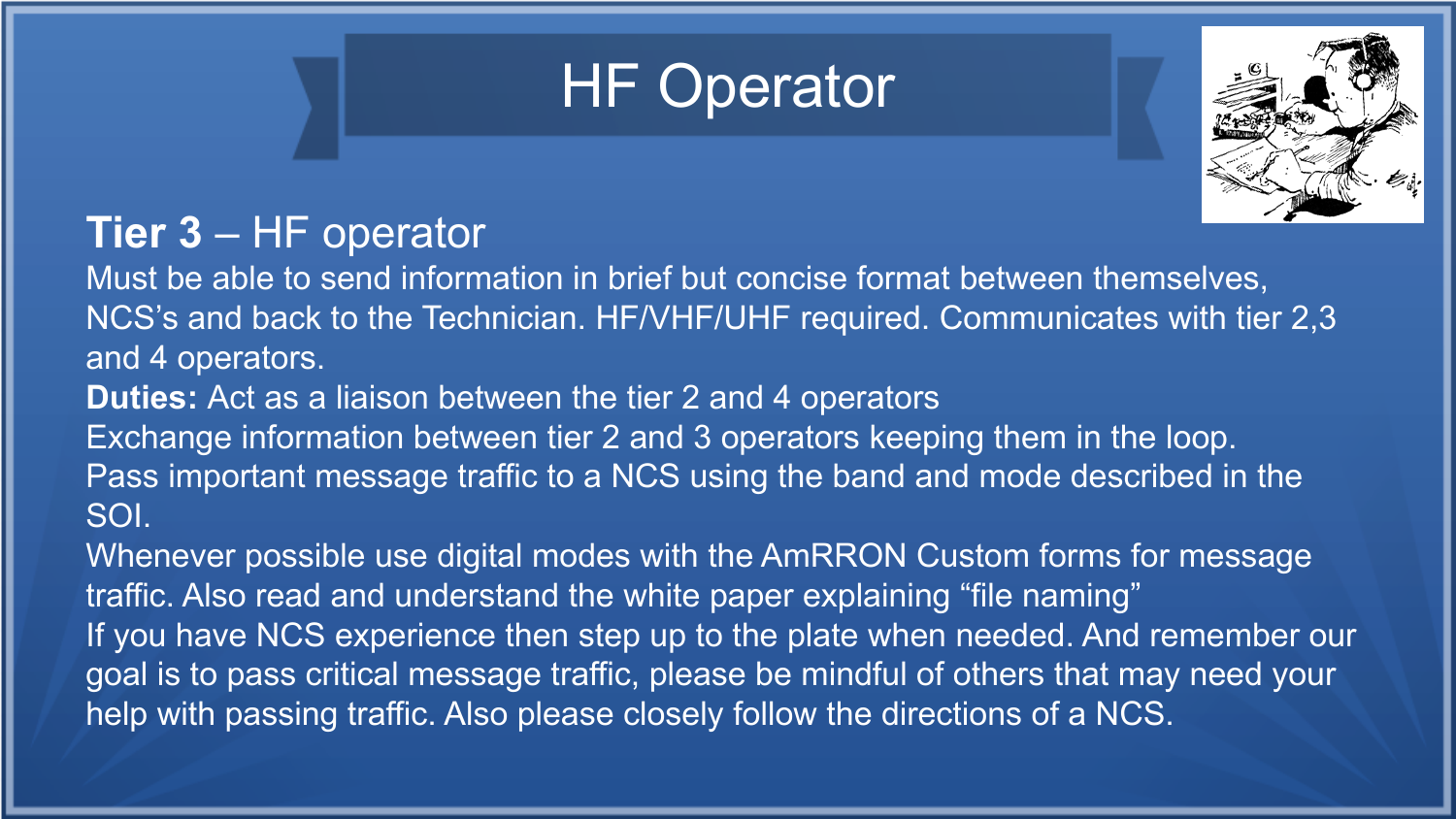# HF Operator

## **Tier 3** – HF operator

Must be able to send information in brief but concise format between themselves, NCS's and back to the Technician. HF/VHF/UHF required. Communicates with tier 2,3 and 4 operators.

**Duties:** Act as a liaison between the tier 2 and 4 operators

Exchange information between tier 2 and 3 operators keeping them in the loop.

Pass important message traffic to a NCS using the band and mode described in the SOI.

Whenever possible use digital modes with the AmRRON Custom forms for message traffic. Also read and understand the white paper explaining "file naming"

If you have NCS experience then step up to the plate when needed. And remember our goal is to pass critical message traffic, please be mindful of others that may need your help with passing traffic. Also please closely follow the directions of a NCS.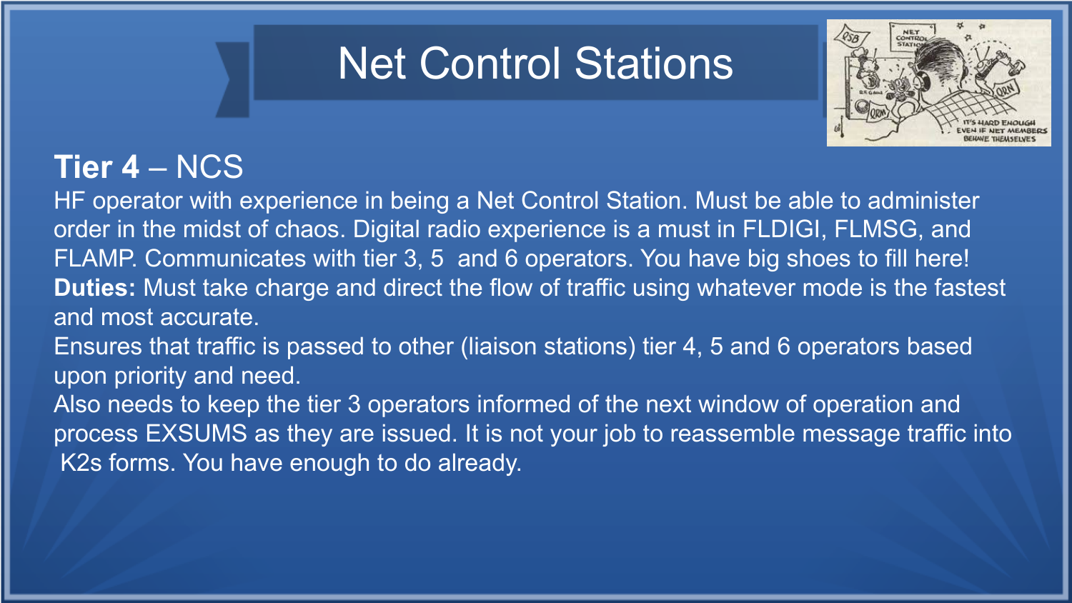# Net Control Stations

**Tier 4** – NCS

HF operator with experience in being a Net Control Station. Must be able to administer order in the midst of chaos. Digital radio experience is a must in FLDIGI, FLMSG, and FLAMP. Communicates with tier 3, 5 and 6 operators. You have big shoes to fill here!

**Duties:** Must take charge and direct the flow of traffic using whatever mode is the fastest and most accurate.

Ensures that traffic is passed to other (liaison stations) tier 4, 5 and 6 operators based upon priority and need.

Also needs to keep the tier 3 operators informed of the next window of operation and process EXSUMS as they are issued. It is not your job to reassemble message traffic into K2s forms. You have enough to do already.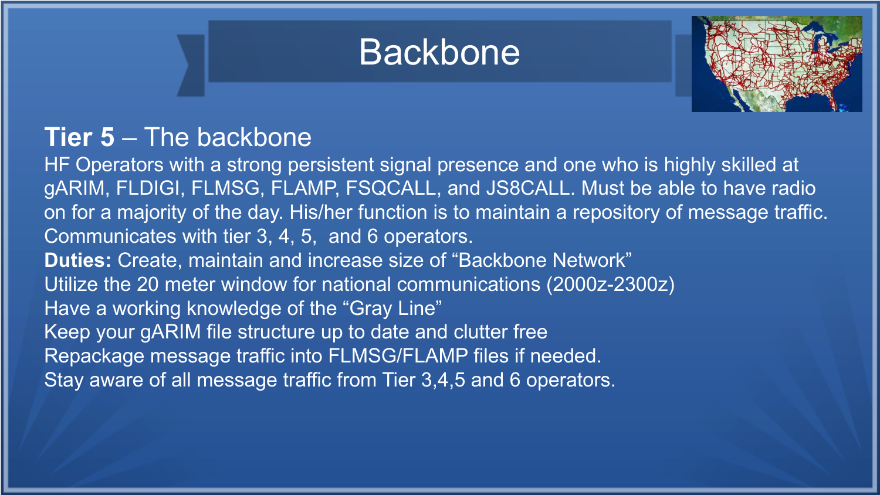# Backbone

**Tier 5** – The backbone

HF Operators with a strong persistent signal presence and one who is highly skilled at gARIM, FLDIGI, FLMSG, FLAMP, FSQCALL, and JS8CALL. Must be able to have radio on for a majority of the day. His/her function is to maintain a repository of message traffic. Communicates with tier 3, 4, 5,  and 6 operators.

**Duties:** Create, maintain and increase size of “Backbone Network”

Utilize the 20 meter window for national communications (2000z-2300z)

Have a working knowledge of the “Gray Line”

Keep your gARIM file structure up to date and clutter free

Repackage message traffic into FLMSG/FLAMP files if needed.

Stay aware of all message traffic from Tier 3,4,5 and 6 operators.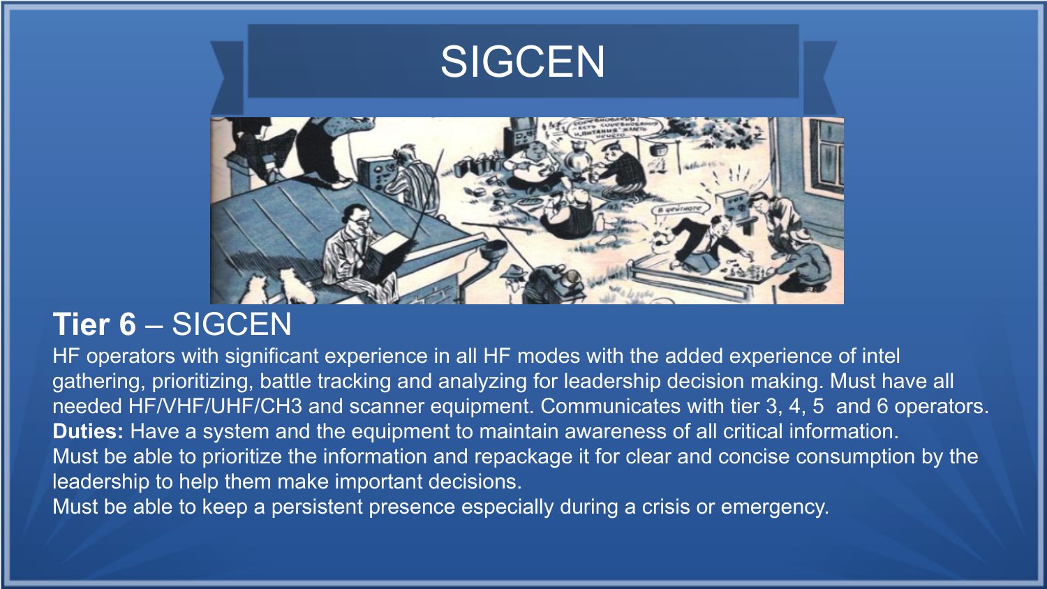# SIGCEN

## **Tier 6** – SIGCEN

HF operators with significant experience in all HF modes with the added experience of intel gathering, prioritizing, battle tracking and analyzing for leadership decision making. Must have all needed HF/VHF/UHF/CH3 and scanner equipment. Communicates with tier 3, 4, 5  and 6 operators.

**Duties:** Have a system and the equipment to maintain awareness of all critical information.

Must be able to prioritize the information and repackage it for clear and concise consumption by the leadership to help them make important decisions.

Must be able to keep a persistent presence especially during a crisis or emergency.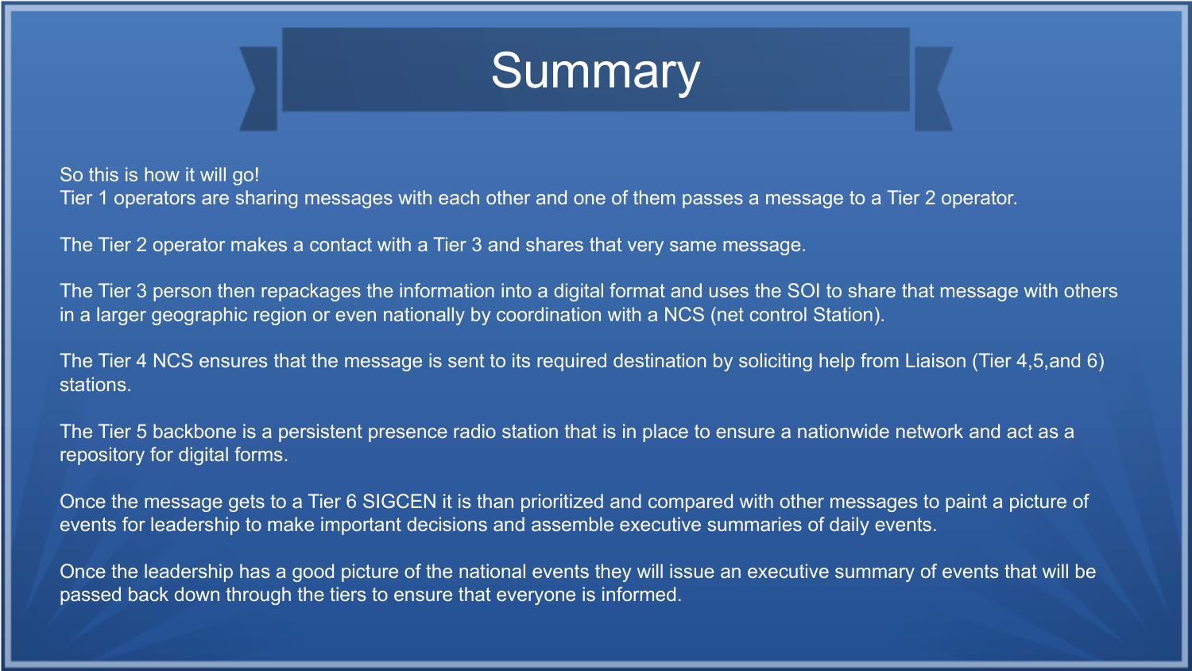# Summary

So this is how it will go!
Tier 1 operators are sharing messages with each other and one of them passes a message to a Tier 2 operator.

The Tier 2 operator makes a contact with a Tier 3 and shares that very same message.

The Tier 3 person then repackages the information into a digital format and uses the SOI to share that message with others in a larger geographic region or even nationally by coordination with a NCS (net control Station).

The Tier 4 NCS ensures that the message is sent to its required destination by soliciting help from Liaison (Tier 4,5,and 6) stations.

The Tier 5 backbone is a persistent presence radio station that is in place to ensure a nationwide network and act as a repository for digital forms.

Once the message gets to a Tier 6 SIGCEN it is than prioritized and compared with other messages to paint a picture of events for leadership to make important decisions and assemble executive summaries of daily events.

Once the leadership has a good picture of the national events they will issue an executive summary of events that will be passed back down through the tiers to ensure that everyone is informed.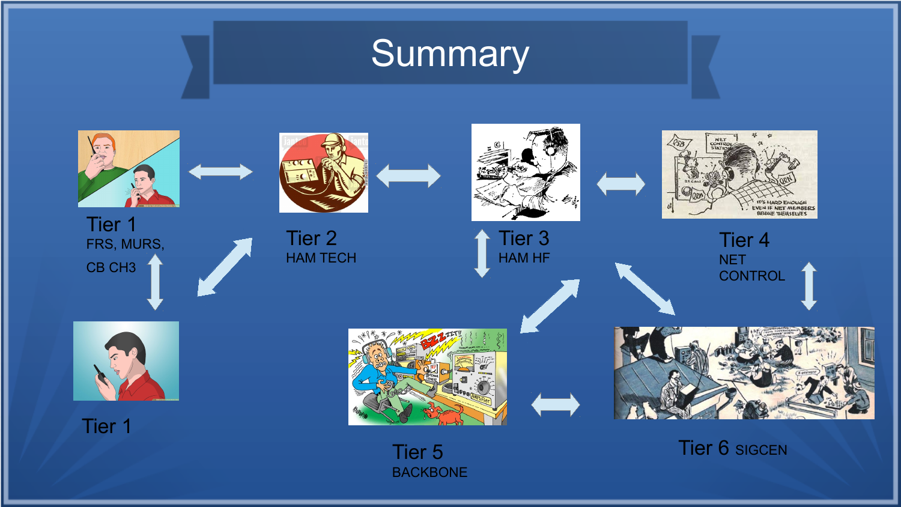# Summary

Tier 1
FRS, MURS,
CB CH3

Tier 2
HAM TECH

Tier 3
HAM HF

Tier 4
NET
CONTROL

Tier 1

Tier 5
BACKBONE

Tier 6 SIGCEN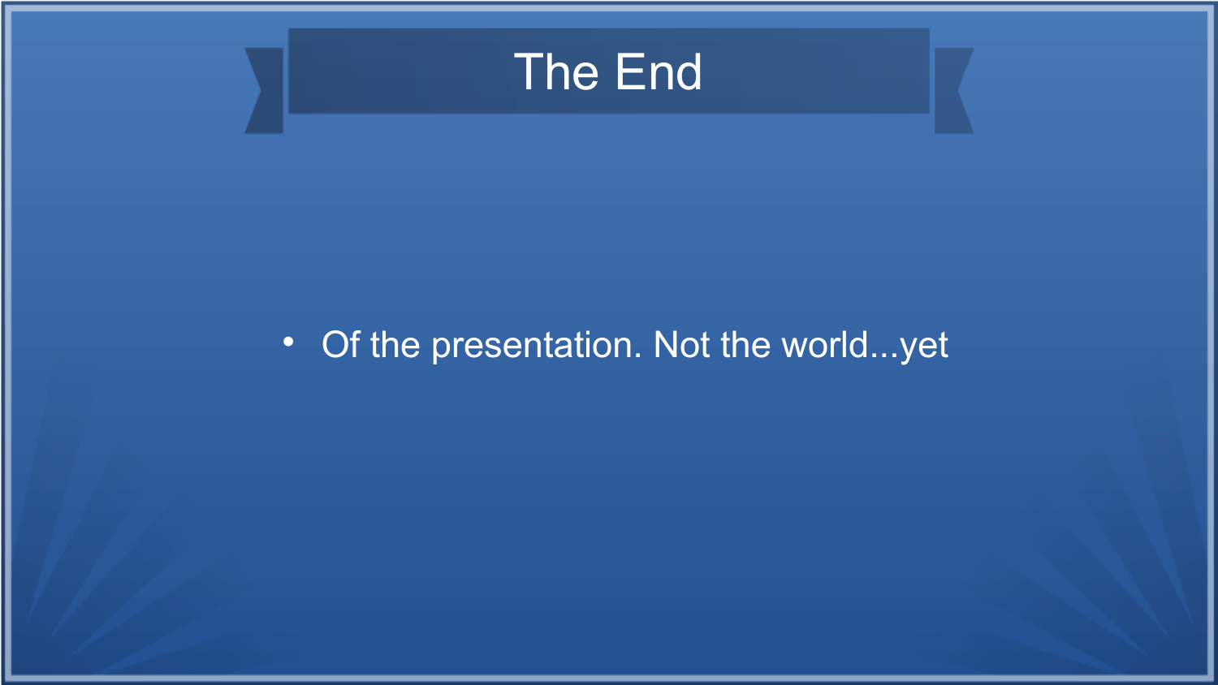# The End

- Of the presentation. Not the world...yet